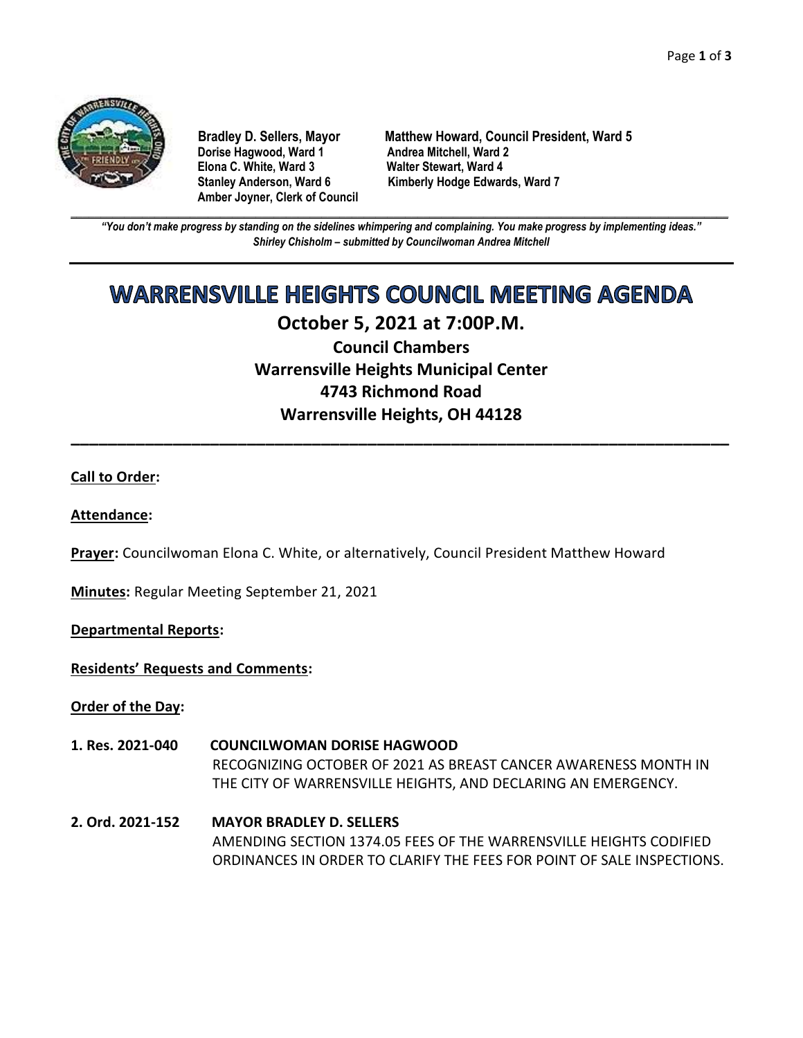**Bradley D. Sellers, Mayor**
**Matthew Howard, Council President, Ward 5**
**Dorise Hagwood, Ward 1**
**Andrea Mitchell, Ward 2**
**Elona C. White, Ward 3**
**Walter Stewart, Ward 4**
**Stanley Anderson, Ward 6**
**Kimberly Hodge Edwards, Ward 7**
**Amber Joyner, Clerk of Council**

***"You don't make progress by standing on the sidelines whimpering and complaining. You make progress by implementing ideas."***
***Shirley Chisholm – submitted by Councilwoman Andrea Mitchell***

# WARRENSVILLE HEIGHTS COUNCIL MEETING AGENDA

## October 5, 2021 at 7:00P.M.

### Council Chambers
### Warrensville Heights Municipal Center
### 4743 Richmond Road
### Warrensville Heights, OH 44128

---

**Call to Order:**

**Attendance:**

**Prayer:** Councilwoman Elona C. White, or alternatively, Council President Matthew Howard

**Minutes:** Regular Meeting September 21, 2021

**Departmental Reports:**

**Residents' Requests and Comments:**

**Order of the Day:**

**1. Res. 2021-040** **COUNCILWOMAN DORISE HAGWOOD**
RECOGNIZING OCTOBER OF 2021 AS BREAST CANCER AWARENESS MONTH IN THE CITY OF WARRENSVILLE HEIGHTS, AND DECLARING AN EMERGENCY.

**2. Ord. 2021-152** **MAYOR BRADLEY D. SELLERS**
AMENDING SECTION 1374.05 FEES OF THE WARRENSVILLE HEIGHTS CODIFIED ORDINANCES IN ORDER TO CLARIFY THE FEES FOR POINT OF SALE INSPECTIONS.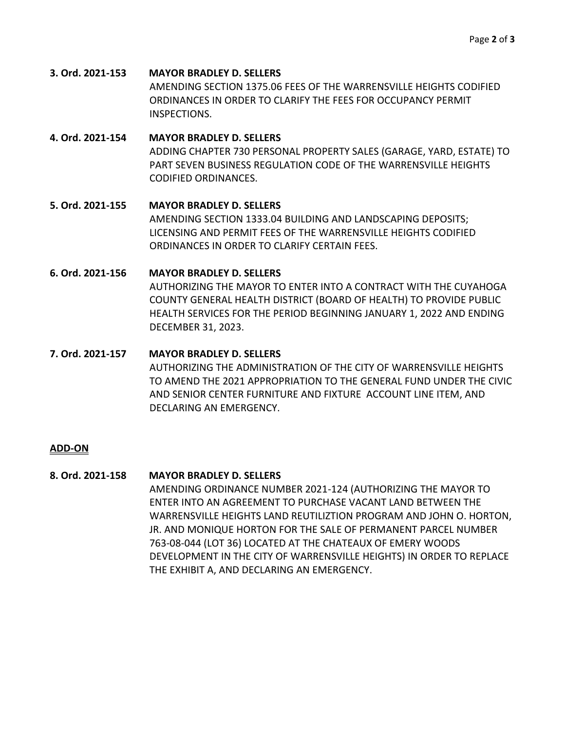**3. Ord. 2021-153 MAYOR BRADLEY D. SELLERS**
AMENDING SECTION 1375.06 FEES OF THE WARRENSVILLE HEIGHTS CODIFIED ORDINANCES IN ORDER TO CLARIFY THE FEES FOR OCCUPANCY PERMIT INSPECTIONS.

**4. Ord. 2021-154 MAYOR BRADLEY D. SELLERS**
ADDING CHAPTER 730 PERSONAL PROPERTY SALES (GARAGE, YARD, ESTATE) TO PART SEVEN BUSINESS REGULATION CODE OF THE WARRENSVILLE HEIGHTS CODIFIED ORDINANCES.

**5. Ord. 2021-155 MAYOR BRADLEY D. SELLERS**
AMENDING SECTION 1333.04 BUILDING AND LANDSCAPING DEPOSITS; LICENSING AND PERMIT FEES OF THE WARRENSVILLE HEIGHTS CODIFIED ORDINANCES IN ORDER TO CLARIFY CERTAIN FEES.

**6. Ord. 2021-156 MAYOR BRADLEY D. SELLERS**
AUTHORIZING THE MAYOR TO ENTER INTO A CONTRACT WITH THE CUYAHOGA COUNTY GENERAL HEALTH DISTRICT (BOARD OF HEALTH) TO PROVIDE PUBLIC HEALTH SERVICES FOR THE PERIOD BEGINNING JANUARY 1, 2022 AND ENDING DECEMBER 31, 2023.

**7. Ord. 2021-157 MAYOR BRADLEY D. SELLERS**
AUTHORIZING THE ADMINISTRATION OF THE CITY OF WARRENSVILLE HEIGHTS TO AMEND THE 2021 APPROPRIATION TO THE GENERAL FUND UNDER THE CIVIC AND SENIOR CENTER FURNITURE AND FIXTURE ACCOUNT LINE ITEM, AND DECLARING AN EMERGENCY.

**ADD-ON**

**8. Ord. 2021-158 MAYOR BRADLEY D. SELLERS**
AMENDING ORDINANCE NUMBER 2021-124 (AUTHORIZING THE MAYOR TO ENTER INTO AN AGREEMENT TO PURCHASE VACANT LAND BETWEEN THE WARRENSVILLE HEIGHTS LAND REUTILIZTION PROGRAM AND JOHN O. HORTON, JR. AND MONIQUE HORTON FOR THE SALE OF PERMANENT PARCEL NUMBER 763-08-044 (LOT 36) LOCATED AT THE CHATEAUX OF EMERY WOODS DEVELOPMENT IN THE CITY OF WARRENSVILLE HEIGHTS) IN ORDER TO REPLACE THE EXHIBIT A, AND DECLARING AN EMERGENCY.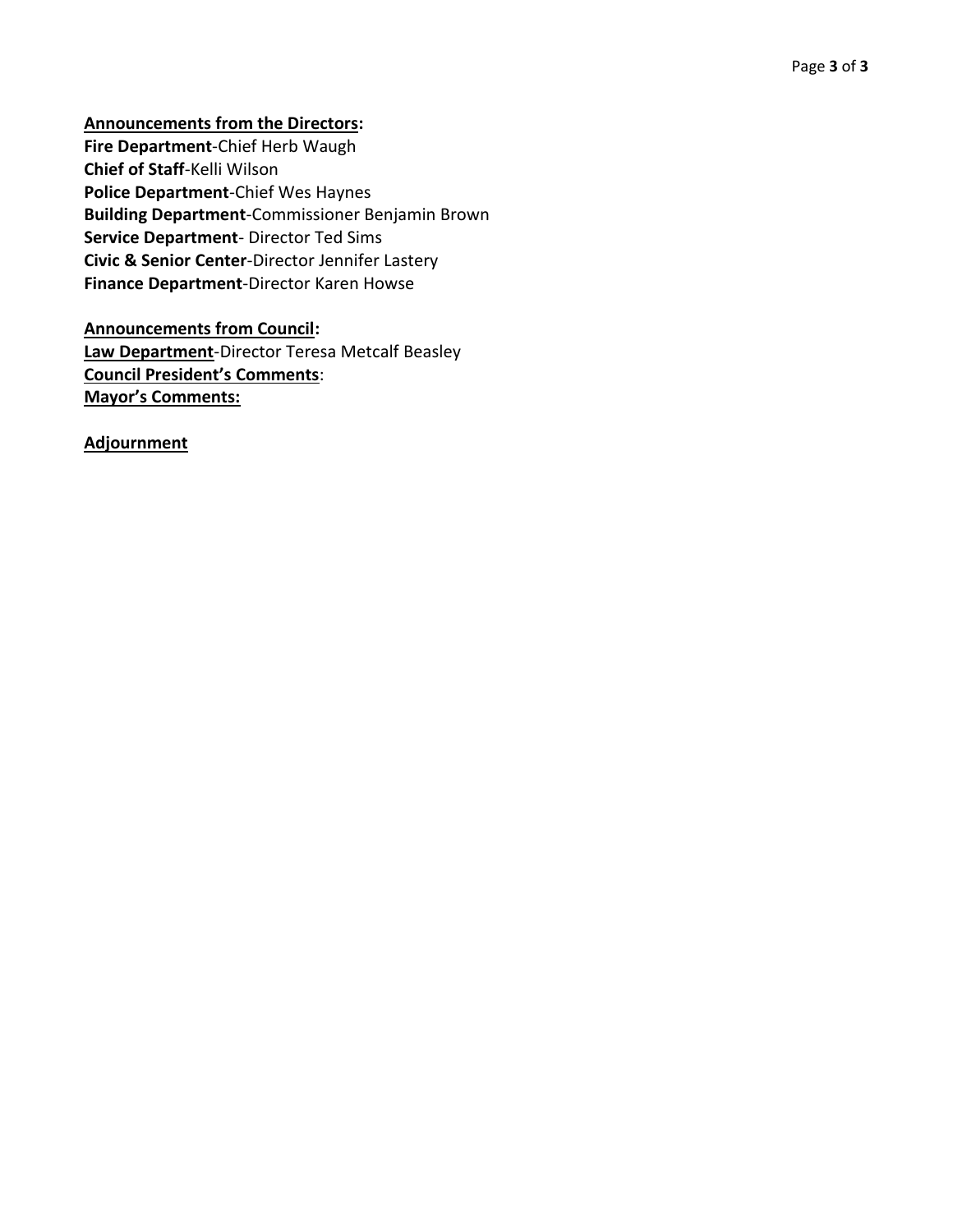**Announcements from the Directors:**
**Fire Department**-Chief Herb Waugh
**Chief of Staff**-Kelli Wilson
**Police Department**-Chief Wes Haynes
**Building Department**-Commissioner Benjamin Brown
**Service Department**- Director Ted Sims
**Civic & Senior Center**-Director Jennifer Lastery
**Finance Department**-Director Karen Howse

**Announcements from Council:**
**Law Department**-Director Teresa Metcalf Beasley
**Council President's Comments**:
**Mayor's Comments:**

**Adjournment**